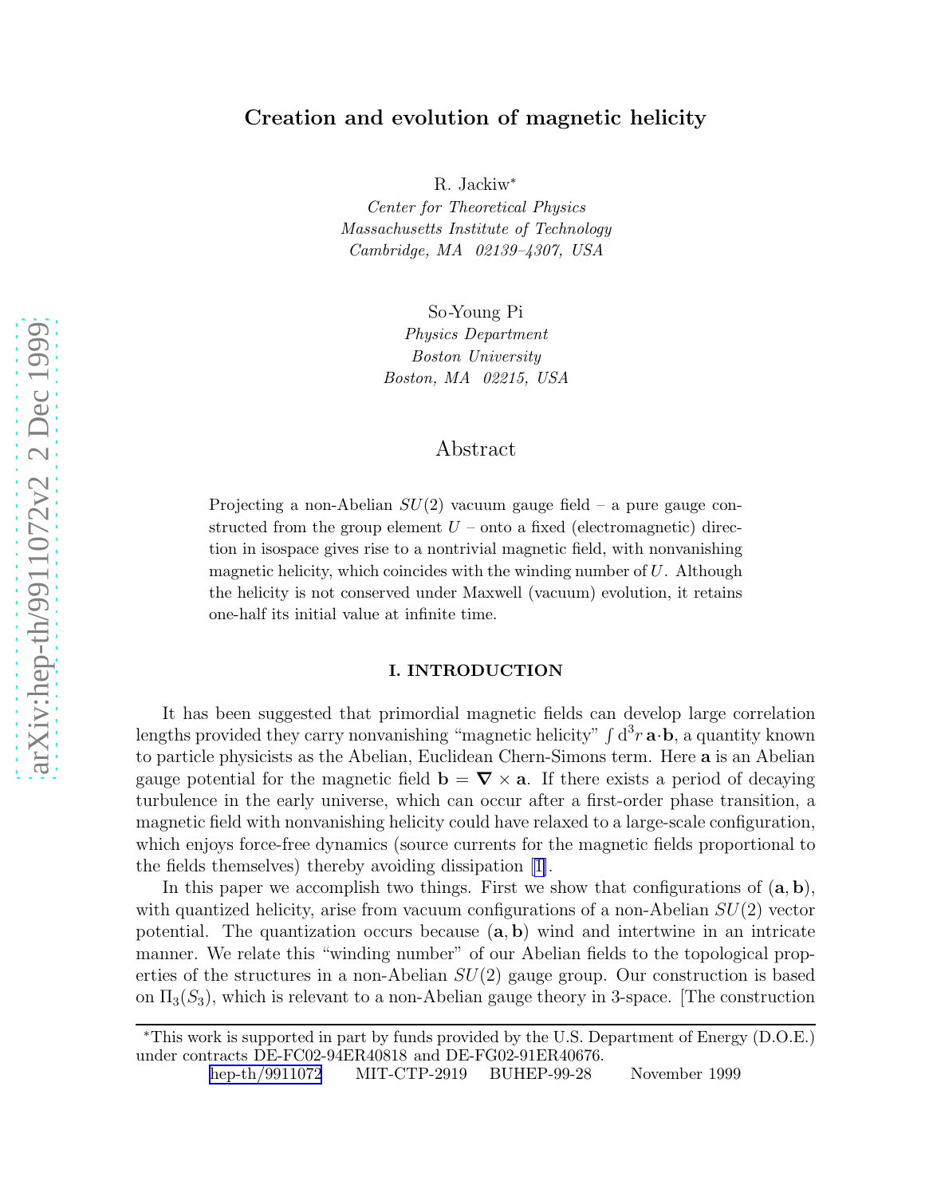# Creation and evolution of magnetic helicity

R. Jackiw*
*Center for Theoretical Physics*
*Massachusetts Institute of Technology*
*Cambridge, MA 02139–4307, USA*

So-Young Pi
*Physics Department*
*Boston University*
*Boston, MA 02215, USA*

## Abstract

Projecting a non-Abelian $SU(2)$ vacuum gauge field – a pure gauge constructed from the group element $U$ – onto a fixed (electromagnetic) direction in isospace gives rise to a nontrivial magnetic field, with nonvanishing magnetic helicity, which coincides with the winding number of $U$. Although the helicity is not conserved under Maxwell (vacuum) evolution, it retains one-half its initial value at infinite time.

### I. INTRODUCTION

It has been suggested that primordial magnetic fields can develop large correlation lengths provided they carry nonvanishing "magnetic helicity" $\int \mathrm{d}^3r\, \mathbf{a}\cdot\mathbf{b}$, a quantity known to particle physicists as the Abelian, Euclidean Chern-Simons term. Here $\mathbf{a}$ is an Abelian gauge potential for the magnetic field $\mathbf{b} = \boldsymbol{\nabla} \times \mathbf{a}$. If there exists a period of decaying turbulence in the early universe, which can occur after a first-order phase transition, a magnetic field with nonvanishing helicity could have relaxed to a large-scale configuration, which enjoys force-free dynamics (source currents for the magnetic fields proportional to the fields themselves) thereby avoiding dissipation [1].

In this paper we accomplish two things. First we show that configurations of $(\mathbf{a}, \mathbf{b})$, with quantized helicity, arise from vacuum configurations of a non-Abelian $SU(2)$ vector potential. The quantization occurs because $(\mathbf{a}, \mathbf{b})$ wind and intertwine in an intricate manner. We relate this "winding number" of our Abelian fields to the topological properties of the structures in a non-Abelian $SU(2)$ gauge group. Our construction is based on $\Pi_3(S_3)$, which is relevant to a non-Abelian gauge theory in 3-space. [The construction

*This work is supported in part by funds provided by the U.S. Department of Energy (D.O.E.) under contracts DE-FC02-94ER40818 and DE-FG02-91ER40676.

hep-th/9911072 MIT-CTP-2919 BUHEP-99-28 November 1999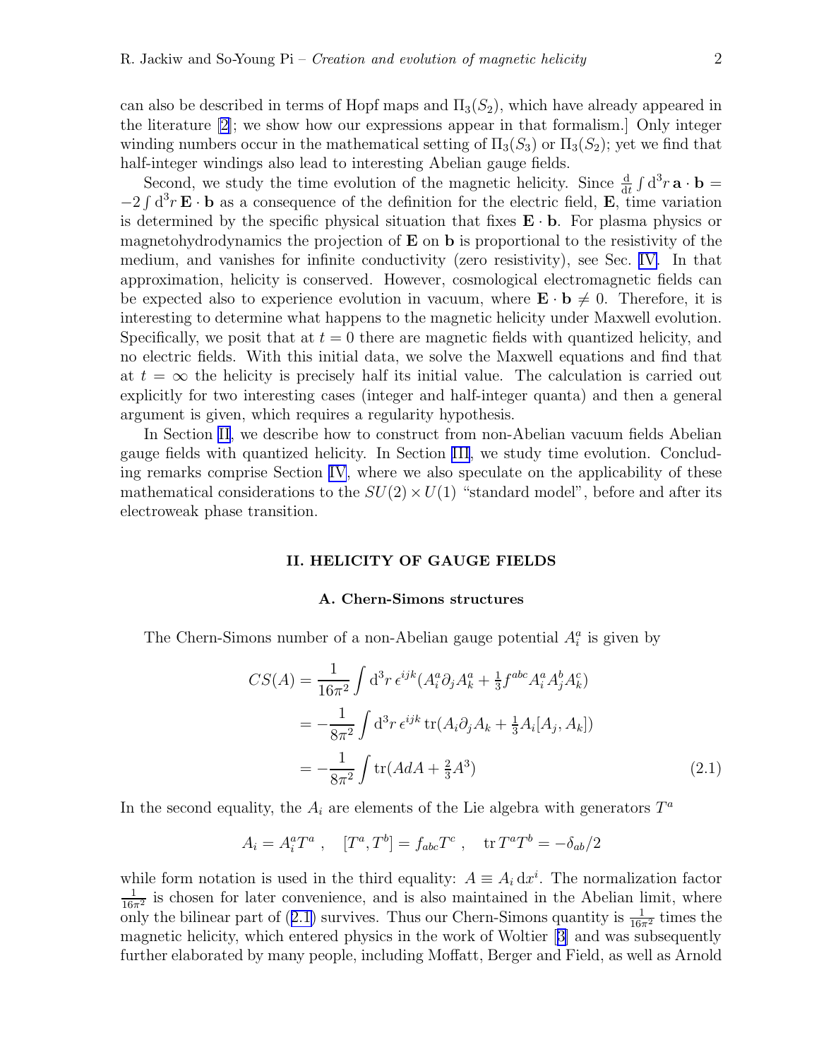can also be described in terms of Hopf maps and $\Pi_3(S_2)$, which have already appeared in the literature [2]; we show how our expressions appear in that formalism.] Only integer winding numbers occur in the mathematical setting of $\Pi_3(S_3)$ or $\Pi_3(S_2)$; yet we find that half-integer windings also lead to interesting Abelian gauge fields.

Second, we study the time evolution of the magnetic helicity. Since $\frac{\mathrm{d}}{\mathrm{d}t}\int \mathrm{d}^3 r\, \mathbf{a}\cdot\mathbf{b} = -2\int \mathrm{d}^3 r\, \mathbf{E}\cdot\mathbf{b}$ as a consequence of the definition for the electric field, $\mathbf{E}$, time variation is determined by the specific physical situation that fixes $\mathbf{E}\cdot\mathbf{b}$. For plasma physics or magnetohydrodynamics the projection of $\mathbf{E}$ on $\mathbf{b}$ is proportional to the resistivity of the medium, and vanishes for infinite conductivity (zero resistivity), see Sec. IV. In that approximation, helicity is conserved. However, cosmological electromagnetic fields can be expected also to experience evolution in vacuum, where $\mathbf{E}\cdot\mathbf{b}\neq 0$. Therefore, it is interesting to determine what happens to the magnetic helicity under Maxwell evolution. Specifically, we posit that at $t=0$ there are magnetic fields with quantized helicity, and no electric fields. With this initial data, we solve the Maxwell equations and find that at $t=\infty$ the helicity is precisely half its initial value. The calculation is carried out explicitly for two interesting cases (integer and half-integer quanta) and then a general argument is given, which requires a regularity hypothesis.

In Section II, we describe how to construct from non-Abelian vacuum fields Abelian gauge fields with quantized helicity. In Section III, we study time evolution. Concluding remarks comprise Section IV, where we also speculate on the applicability of these mathematical considerations to the $SU(2)\times U(1)$ "standard model", before and after its electroweak phase transition.

## II. HELICITY OF GAUGE FIELDS

### A. Chern-Simons structures

The Chern-Simons number of a non-Abelian gauge potential $A_i^a$ is given by

$$
\begin{aligned}
CS(A) &= \frac{1}{16\pi^2}\int \mathrm{d}^3 r\,\epsilon^{ijk}\left(A_i^a\partial_j A_k^a + \tfrac{1}{3}f^{abc}A_i^a A_j^b A_k^c\right)\\
&= -\frac{1}{8\pi^2}\int \mathrm{d}^3 r\,\epsilon^{ijk}\,\mathrm{tr}\left(A_i\partial_j A_k + \tfrac{1}{3}A_i[A_j, A_k]\right)\\
&= -\frac{1}{8\pi^2}\int \mathrm{tr}\left(AdA + \tfrac{2}{3}A^3\right)
\end{aligned}
\qquad (2.1)
$$

In the second equality, the $A_i$ are elements of the Lie algebra with generators $T^a$

$$
A_i = A_i^a T^a\ , \quad [T^a, T^b] = f_{abc}T^c\ , \quad \mathrm{tr}\, T^a T^b = -\delta_{ab}/2
$$

while form notation is used in the third equality: $A \equiv A_i\,\mathrm{d}x^i$. The normalization factor $\frac{1}{16\pi^2}$ is chosen for later convenience, and is also maintained in the Abelian limit, where only the bilinear part of (2.1) survives. Thus our Chern-Simons quantity is $\frac{1}{16\pi^2}$ times the magnetic helicity, which entered physics in the work of Woltier [3] and was subsequently further elaborated by many people, including Moffatt, Berger and Field, as well as Arnold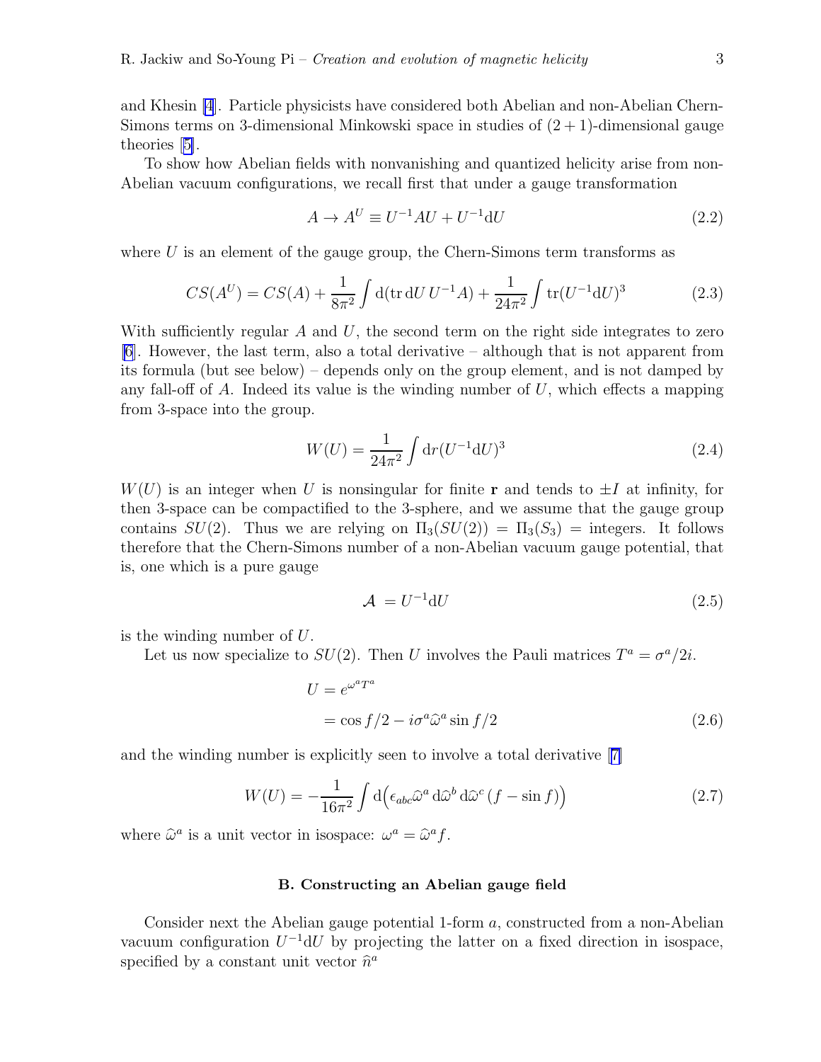and Khesin [4]. Particle physicists have considered both Abelian and non-Abelian Chern-Simons terms on 3-dimensional Minkowski space in studies of $(2+1)$-dimensional gauge theories [5].

To show how Abelian fields with nonvanishing and quantized helicity arise from non-Abelian vacuum configurations, we recall first that under a gauge transformation

$$A \to A^U \equiv U^{-1} A U + U^{-1} \mathrm{d}U \tag{2.2}$$

where $U$ is an element of the gauge group, the Chern-Simons term transforms as

$$CS(A^U) = CS(A) + \frac{1}{8\pi^2} \int \mathrm{d}(\operatorname{tr} \mathrm{d}U\, U^{-1} A) + \frac{1}{24\pi^2} \int \operatorname{tr}(U^{-1}\mathrm{d}U)^3 \tag{2.3}$$

With sufficiently regular $A$ and $U$, the second term on the right side integrates to zero [6]. However, the last term, also a total derivative – although that is not apparent from its formula (but see below) – depends only on the group element, and is not damped by any fall-off of $A$. Indeed its value is the winding number of $U$, which effects a mapping from 3-space into the group.

$$W(U) = \frac{1}{24\pi^2} \int \mathrm{d}r (U^{-1}\mathrm{d}U)^3 \tag{2.4}$$

$W(U)$ is an integer when $U$ is nonsingular for finite $\mathbf{r}$ and tends to $\pm I$ at infinity, for then 3-space can be compactified to the 3-sphere, and we assume that the gauge group contains $SU(2)$. Thus we are relying on $\Pi_3(SU(2)) = \Pi_3(S_3) =$ integers. It follows therefore that the Chern-Simons number of a non-Abelian vacuum gauge potential, that is, one which is a pure gauge

$$\mathcal{A} = U^{-1}\mathrm{d}U \tag{2.5}$$

is the winding number of $U$.

Let us now specialize to $SU(2)$. Then $U$ involves the Pauli matrices $T^a = \sigma^a/2i$.

$$\begin{aligned} U &= e^{\omega^a T^a} \\ &= \cos f/2 - i\sigma^a \widehat{\omega}^a \sin f/2 \end{aligned} \tag{2.6}$$

and the winding number is explicitly seen to involve a total derivative [7]

$$W(U) = -\frac{1}{16\pi^2} \int \mathrm{d}\Big(\epsilon_{abc} \widehat{\omega}^a \,\mathrm{d}\widehat{\omega}^b \,\mathrm{d}\widehat{\omega}^c \,(f - \sin f)\Big) \tag{2.7}$$

where $\widehat{\omega}^a$ is a unit vector in isospace: $\omega^a = \widehat{\omega}^a f$.

### B. Constructing an Abelian gauge field

Consider next the Abelian gauge potential 1-form $a$, constructed from a non-Abelian vacuum configuration $U^{-1}\mathrm{d}U$ by projecting the latter on a fixed direction in isospace, specified by a constant unit vector $\widehat{n}^a$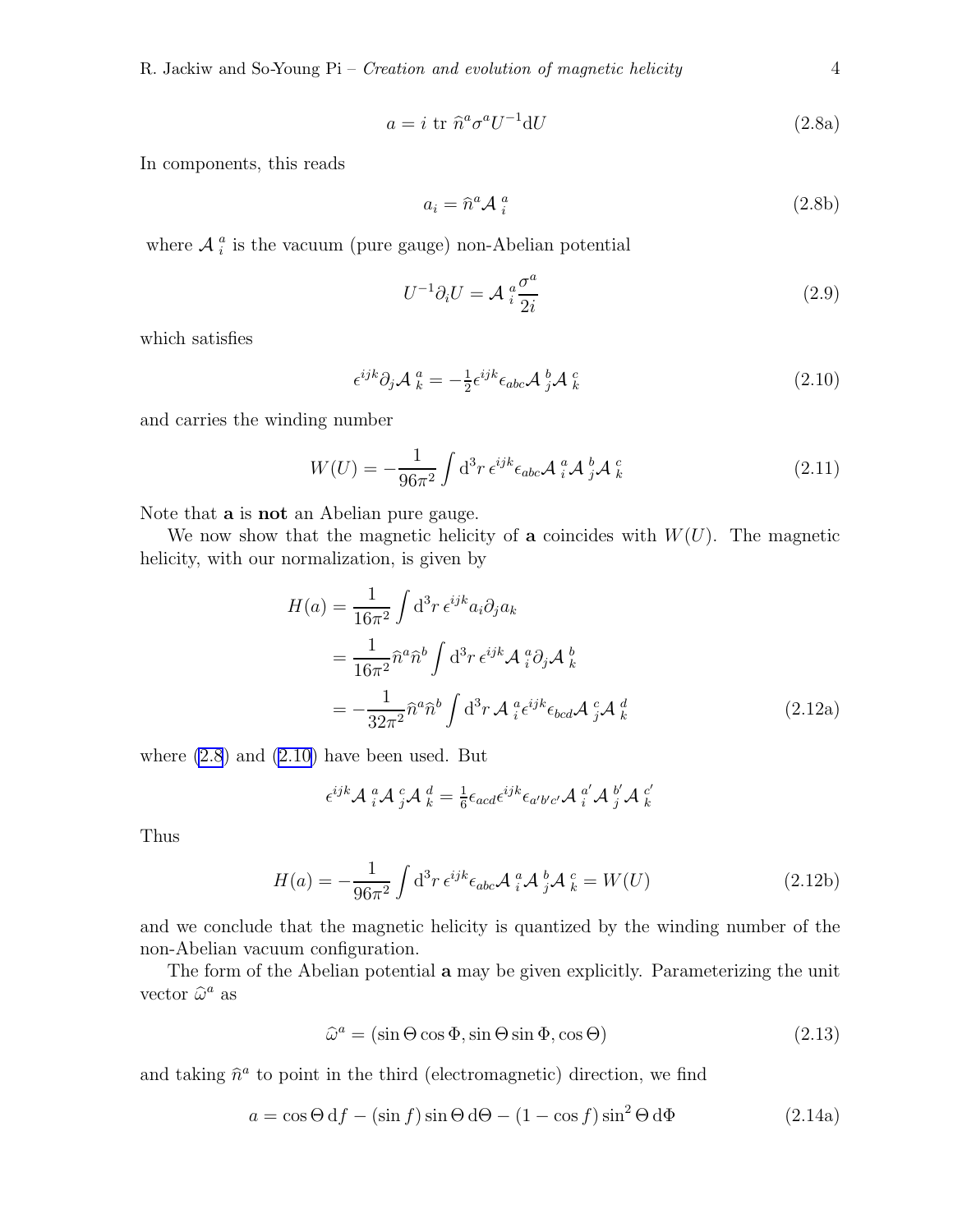$$a = i \ \mathrm{tr} \ \widehat{n}^a \sigma^a U^{-1} \mathrm{d}U \tag{2.8a}$$

In components, this reads

$$a_i = \widehat{n}^a \mathcal{A}_i^{\ a} \tag{2.8b}$$

where $\mathcal{A}_i^{\ a}$ is the vacuum (pure gauge) non-Abelian potential

$$U^{-1} \partial_i U = \mathcal{A}_i^{\ a} \frac{\sigma^a}{2i} \tag{2.9}$$

which satisfies

$$\epsilon^{ijk} \partial_j \mathcal{A}_k^{\ a} = -\tfrac{1}{2} \epsilon^{ijk} \epsilon_{abc} \mathcal{A}_j^{\ b} \mathcal{A}_k^{\ c} \tag{2.10}$$

and carries the winding number

$$W(U) = -\frac{1}{96\pi^2} \int \mathrm{d}^3 r \, \epsilon^{ijk} \epsilon_{abc} \mathcal{A}_i^{\ a} \mathcal{A}_j^{\ b} \mathcal{A}_k^{\ c} \tag{2.11}$$

Note that $\mathbf{a}$ is **not** an Abelian pure gauge.

We now show that the magnetic helicity of $\mathbf{a}$ coincides with $W(U)$. The magnetic helicity, with our normalization, is given by

$$\begin{aligned} H(a) &= \frac{1}{16\pi^2} \int \mathrm{d}^3 r \, \epsilon^{ijk} a_i \partial_j a_k \\ &= \frac{1}{16\pi^2} \widehat{n}^a \widehat{n}^b \int \mathrm{d}^3 r \, \epsilon^{ijk} \mathcal{A}_i^{\ a} \partial_j \mathcal{A}_k^{\ b} \\ &= -\frac{1}{32\pi^2} \widehat{n}^a \widehat{n}^b \int \mathrm{d}^3 r \, \mathcal{A}_i^{\ a} \epsilon^{ijk} \epsilon_{bcd} \mathcal{A}_j^{\ c} \mathcal{A}_k^{\ d} \end{aligned} \tag{2.12a}$$

where (2.8) and (2.10) have been used. But

$$\epsilon^{ijk} \mathcal{A}_i^{\ a} \mathcal{A}_j^{\ c} \mathcal{A}_k^{\ d} = \tfrac{1}{6} \epsilon_{acd} \epsilon^{ijk} \epsilon_{a'b'c'} \mathcal{A}_i^{\ a'} \mathcal{A}_j^{\ b'} \mathcal{A}_k^{\ c'}$$

Thus

$$H(a) = -\frac{1}{96\pi^2} \int \mathrm{d}^3 r \, \epsilon^{ijk} \epsilon_{abc} \mathcal{A}_i^{\ a} \mathcal{A}_j^{\ b} \mathcal{A}_k^{\ c} = W(U) \tag{2.12b}$$

and we conclude that the magnetic helicity is quantized by the winding number of the non-Abelian vacuum configuration.

The form of the Abelian potential $\mathbf{a}$ may be given explicitly. Parameterizing the unit vector $\widehat{\omega}^a$ as

$$\widehat{\omega}^a = (\sin\Theta \cos\Phi, \sin\Theta \sin\Phi, \cos\Theta) \tag{2.13}$$

and taking $\widehat{n}^a$ to point in the third (electromagnetic) direction, we find

$$a = \cos\Theta \, \mathrm{d}f - (\sin f) \sin\Theta \, \mathrm{d}\Theta - (1 - \cos f) \sin^2\Theta \, \mathrm{d}\Phi \tag{2.14a}$$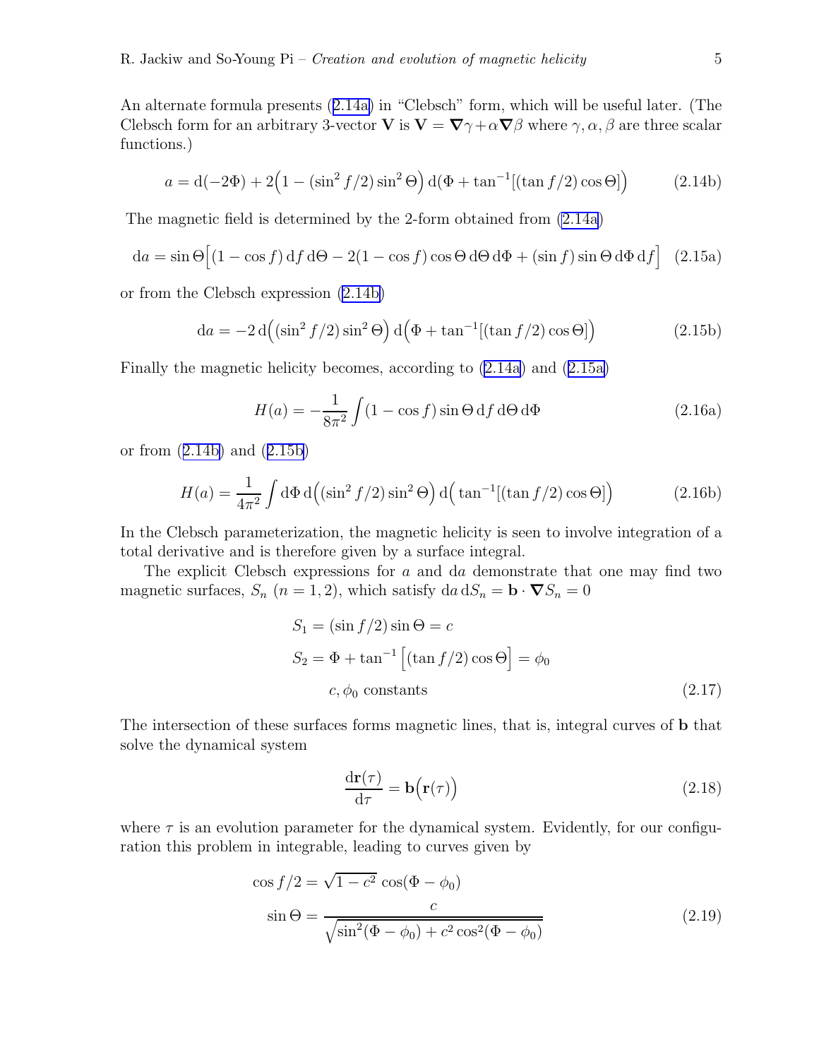An alternate formula presents (2.14a) in "Clebsch" form, which will be useful later. (The Clebsch form for an arbitrary 3-vector $\mathbf{V}$ is $\mathbf{V} = \boldsymbol{\nabla}\gamma + \alpha \boldsymbol{\nabla}\beta$ where $\gamma, \alpha, \beta$ are three scalar functions.)

$$a = \mathrm{d}(-2\Phi) + 2\Big(1 - (\sin^2 f/2)\sin^2\Theta\Big)\,\mathrm{d}\big(\Phi + \tan^{-1}[(\tan f/2)\cos\Theta]\big) \tag{2.14b}$$

The magnetic field is determined by the 2-form obtained from (2.14a)

$$\mathrm{d}a = \sin\Theta\Big[(1-\cos f)\,\mathrm{d}f\,\mathrm{d}\Theta - 2(1-\cos f)\cos\Theta\,\mathrm{d}\Theta\,\mathrm{d}\Phi + (\sin f)\sin\Theta\,\mathrm{d}\Phi\,\mathrm{d}f\Big] \tag{2.15a}$$

or from the Clebsch expression (2.14b)

$$\mathrm{d}a = -2\,\mathrm{d}\Big((\sin^2 f/2)\sin^2\Theta\Big)\,\mathrm{d}\Big(\Phi + \tan^{-1}[(\tan f/2)\cos\Theta]\Big) \tag{2.15b}$$

Finally the magnetic helicity becomes, according to (2.14a) and (2.15a)

$$H(a) = -\frac{1}{8\pi^2}\int (1-\cos f)\sin\Theta\,\mathrm{d}f\,\mathrm{d}\Theta\,\mathrm{d}\Phi \tag{2.16a}$$

or from (2.14b) and (2.15b)

$$H(a) = \frac{1}{4\pi^2}\int \mathrm{d}\Phi\,\mathrm{d}\Big((\sin^2 f/2)\sin^2\Theta\Big)\,\mathrm{d}\Big(\tan^{-1}[(\tan f/2)\cos\Theta]\Big) \tag{2.16b}$$

In the Clebsch parameterization, the magnetic helicity is seen to involve integration of a total derivative and is therefore given by a surface integral.

The explicit Clebsch expressions for $a$ and $\mathrm{d}a$ demonstrate that one may find two magnetic surfaces, $S_n$ $(n = 1, 2)$, which satisfy $\mathrm{d}a\,\mathrm{d}S_n = \mathbf{b}\cdot\boldsymbol{\nabla}S_n = 0$

$$\begin{aligned} S_1 &= (\sin f/2)\sin\Theta = c \\ S_2 &= \Phi + \tan^{-1}\Big[(\tan f/2)\cos\Theta\Big] = \phi_0 \\ &\quad c, \phi_0 \text{ constants} \end{aligned} \tag{2.17}$$

The intersection of these surfaces forms magnetic lines, that is, integral curves of $\mathbf{b}$ that solve the dynamical system

$$\frac{\mathrm{d}\mathbf{r}(\tau)}{\mathrm{d}\tau} = \mathbf{b}\big(\mathbf{r}(\tau)\big) \tag{2.18}$$

where $\tau$ is an evolution parameter for the dynamical system. Evidently, for our configuration this problem in integrable, leading to curves given by

$$\begin{aligned} \cos f/2 &= \sqrt{1-c^2}\,\cos(\Phi - \phi_0) \\ \sin\Theta &= \frac{c}{\sqrt{\sin^2(\Phi-\phi_0) + c^2\cos^2(\Phi-\phi_0)}} \end{aligned} \tag{2.19}$$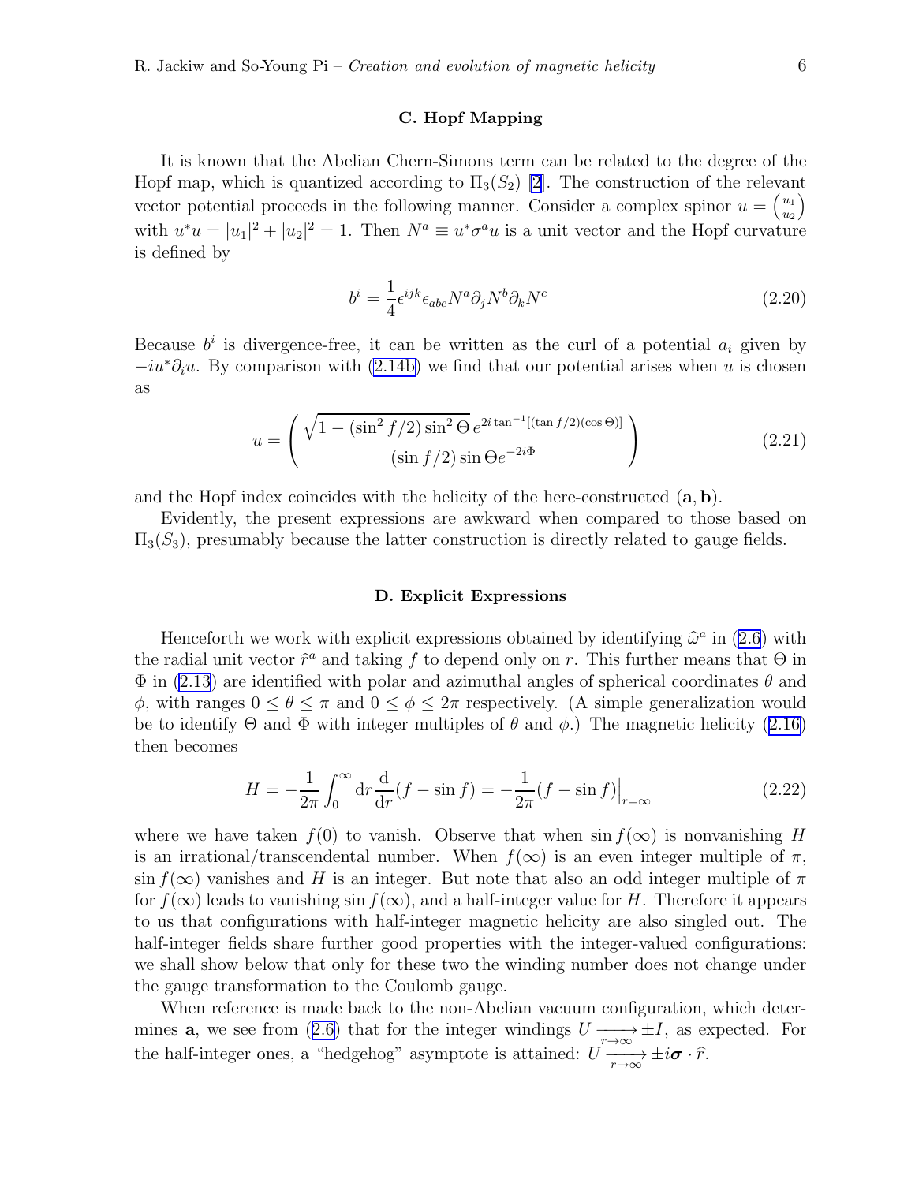### C. Hopf Mapping

It is known that the Abelian Chern-Simons term can be related to the degree of the Hopf map, which is quantized according to $\Pi_3(S_2)$ [2]. The construction of the relevant vector potential proceeds in the following manner. Consider a complex spinor $u = \binom{u_1}{u_2}$ with $u^* u = |u_1|^2 + |u_2|^2 = 1$. Then $N^a \equiv u^* \sigma^a u$ is a unit vector and the Hopf curvature is defined by

$$b^i = \frac{1}{4} \epsilon^{ijk} \epsilon_{abc} N^a \partial_j N^b \partial_k N^c \tag{2.20}$$

Because $b^i$ is divergence-free, it can be written as the curl of a potential $a_i$ given by $-iu^* \partial_i u$. By comparison with (2.14b) we find that our potential arises when $u$ is chosen as

$$u = \begin{pmatrix} \sqrt{1 - (\sin^2 f/2) \sin^2 \Theta}\, e^{2i \tan^{-1}[(\tan f/2)(\cos \Theta)]} \\ (\sin f/2) \sin \Theta e^{-2i\Phi} \end{pmatrix} \tag{2.21}$$

and the Hopf index coincides with the helicity of the here-constructed $(\mathbf{a}, \mathbf{b})$.

Evidently, the present expressions are awkward when compared to those based on $\Pi_3(S_3)$, presumably because the latter construction is directly related to gauge fields.

### D. Explicit Expressions

Henceforth we work with explicit expressions obtained by identifying $\widehat{\omega}^a$ in (2.6) with the radial unit vector $\widehat{r}^a$ and taking $f$ to depend only on $r$. This further means that $\Theta$ in $\Phi$ in (2.13) are identified with polar and azimuthal angles of spherical coordinates $\theta$ and $\phi$, with ranges $0 \leq \theta \leq \pi$ and $0 \leq \phi \leq 2\pi$ respectively. (A simple generalization would be to identify $\Theta$ and $\Phi$ with integer multiples of $\theta$ and $\phi$.) The magnetic helicity (2.16) then becomes

$$H = -\frac{1}{2\pi} \int_0^\infty \mathrm{d}r \frac{\mathrm{d}}{\mathrm{d}r} (f - \sin f) = -\frac{1}{2\pi} (f - \sin f)\Big|_{r=\infty} \tag{2.22}$$

where we have taken $f(0)$ to vanish. Observe that when $\sin f(\infty)$ is nonvanishing $H$ is an irrational/transcendental number. When $f(\infty)$ is an even integer multiple of $\pi$, $\sin f(\infty)$ vanishes and $H$ is an integer. But note that also an odd integer multiple of $\pi$ for $f(\infty)$ leads to vanishing $\sin f(\infty)$, and a half-integer value for $H$. Therefore it appears to us that configurations with half-integer magnetic helicity are also singled out. The half-integer fields share further good properties with the integer-valued configurations: we shall show below that only for these two the winding number does not change under the gauge transformation to the Coulomb gauge.

When reference is made back to the non-Abelian vacuum configuration, which determines $\mathbf{a}$, we see from (2.6) that for the integer windings $U \xrightarrow[r\to\infty]{} \pm I$, as expected. For the half-integer ones, a "hedgehog" asymptote is attained: $U \xrightarrow[r\to\infty]{} \pm i\boldsymbol{\sigma} \cdot \widehat{r}$.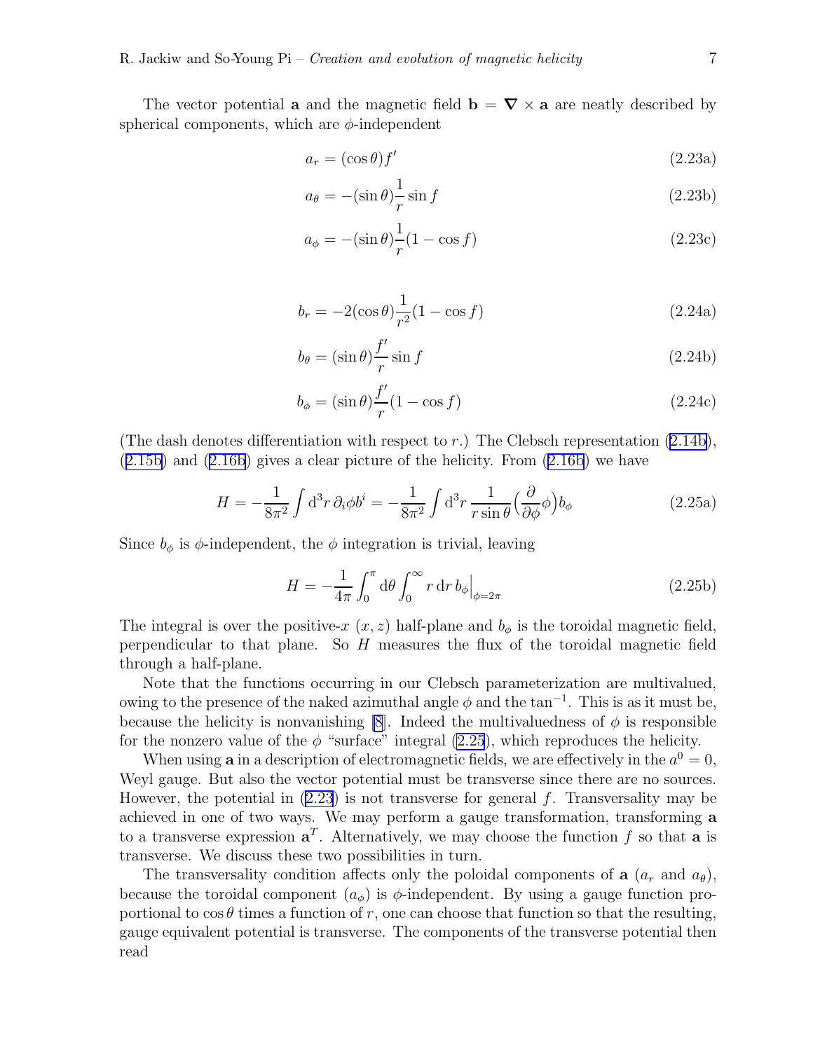The vector potential $\mathbf{a}$ and the magnetic field $\mathbf{b} = \boldsymbol{\nabla} \times \mathbf{a}$ are neatly described by spherical components, which are $\phi$-independent

$$a_r = (\cos\theta) f' \tag{2.23a}$$

$$a_\theta = -(\sin\theta)\frac{1}{r}\sin f \tag{2.23b}$$

$$a_\phi = -(\sin\theta)\frac{1}{r}(1-\cos f) \tag{2.23c}$$

$$b_r = -2(\cos\theta)\frac{1}{r^2}(1-\cos f) \tag{2.24a}$$

$$b_\theta = (\sin\theta)\frac{f'}{r}\sin f \tag{2.24b}$$

$$b_\phi = (\sin\theta)\frac{f'}{r}(1-\cos f) \tag{2.24c}$$

(The dash denotes differentiation with respect to $r$.) The Clebsch representation (2.14b), (2.15b) and (2.16b) gives a clear picture of the helicity. From (2.16b) we have

$$H = -\frac{1}{8\pi^2}\int \mathrm{d}^3 r\, \partial_i \phi b^i = -\frac{1}{8\pi^2}\int \mathrm{d}^3 r\, \frac{1}{r\sin\theta}\Big(\frac{\partial}{\partial\phi}\phi\Big) b_\phi \tag{2.25a}$$

Since $b_\phi$ is $\phi$-independent, the $\phi$ integration is trivial, leaving

$$H = -\frac{1}{4\pi}\int_0^\pi \mathrm{d}\theta \int_0^\infty r\,\mathrm{d}r\, b_\phi\Big|_{\phi=2\pi} \tag{2.25b}$$

The integral is over the positive-$x$ $(x, z)$ half-plane and $b_\phi$ is the toroidal magnetic field, perpendicular to that plane. So $H$ measures the flux of the toroidal magnetic field through a half-plane.

Note that the functions occurring in our Clebsch parameterization are multivalued, owing to the presence of the naked azimuthal angle $\phi$ and the $\tan^{-1}$. This is as it must be, because the helicity is nonvanishing [8]. Indeed the multivaluedness of $\phi$ is responsible for the nonzero value of the $\phi$ "surface" integral (2.25), which reproduces the helicity.

When using $\mathbf{a}$ in a description of electromagnetic fields, we are effectively in the $a^0 = 0$, Weyl gauge. But also the vector potential must be transverse since there are no sources. However, the potential in (2.23) is not transverse for general $f$. Transversality may be achieved in one of two ways. We may perform a gauge transformation, transforming $\mathbf{a}$ to a transverse expression $\mathbf{a}^T$. Alternatively, we may choose the function $f$ so that $\mathbf{a}$ is transverse. We discuss these two possibilities in turn.

The transversality condition affects only the poloidal components of $\mathbf{a}$ ($a_r$ and $a_\theta$), because the toroidal component ($a_\phi$) is $\phi$-independent. By using a gauge function proportional to $\cos\theta$ times a function of $r$, one can choose that function so that the resulting, gauge equivalent potential is transverse. The components of the transverse potential then read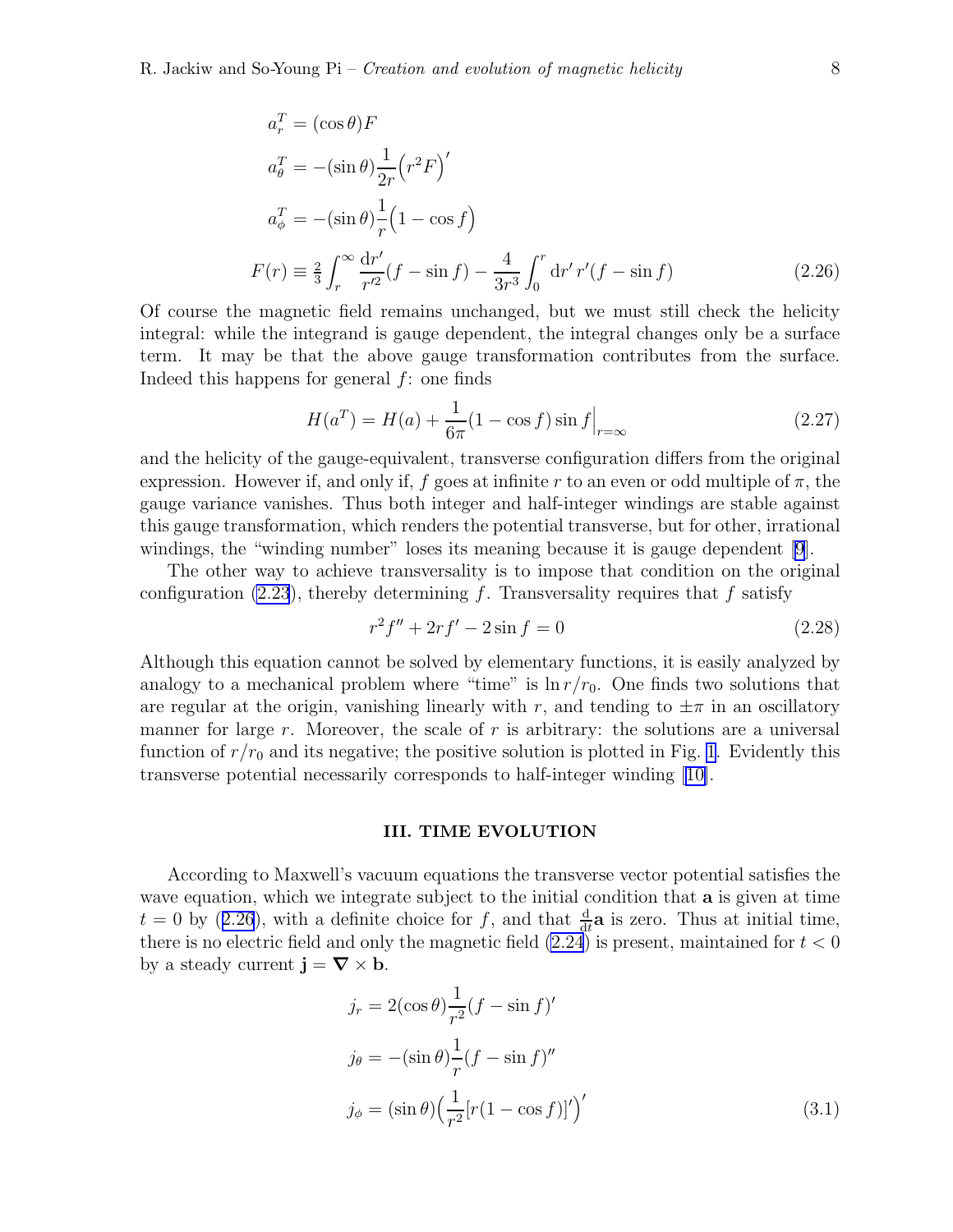$$
\begin{aligned}
a_r^T &= (\cos\theta) F \\
a_\theta^T &= -(\sin\theta)\frac{1}{2r}\Big(r^2 F\Big)' \\
a_\phi^T &= -(\sin\theta)\frac{1}{r}\Big(1-\cos f\Big) \\
F(r) &\equiv \tfrac{2}{3}\int_r^\infty \frac{\mathrm{d}r'}{r'^2}(f-\sin f) - \frac{4}{3r^3}\int_0^r \mathrm{d}r'\, r'(f-\sin f)
\end{aligned}
\tag{2.26}
$$

Of course the magnetic field remains unchanged, but we must still check the helicity integral: while the integrand is gauge dependent, the integral changes only be a surface term. It may be that the above gauge transformation contributes from the surface. Indeed this happens for general $f$: one finds

$$
H(a^T) = H(a) + \frac{1}{6\pi}(1-\cos f)\sin f\Big|_{r=\infty} \tag{2.27}
$$

and the helicity of the gauge-equivalent, transverse configuration differs from the original expression. However if, and only if, $f$ goes at infinite $r$ to an even or odd multiple of $\pi$, the gauge variance vanishes. Thus both integer and half-integer windings are stable against this gauge transformation, which renders the potential transverse, but for other, irrational windings, the "winding number" loses its meaning because it is gauge dependent [9].

The other way to achieve transversality is to impose that condition on the original configuration (2.23), thereby determining $f$. Transversality requires that $f$ satisfy

$$
r^2 f'' + 2rf' - 2\sin f = 0 \tag{2.28}
$$

Although this equation cannot be solved by elementary functions, it is easily analyzed by analogy to a mechanical problem where "time" is $\ln r/r_0$. One finds two solutions that are regular at the origin, vanishing linearly with $r$, and tending to $\pm\pi$ in an oscillatory manner for large $r$. Moreover, the scale of $r$ is arbitrary: the solutions are a universal function of $r/r_0$ and its negative; the positive solution is plotted in Fig. 1. Evidently this transverse potential necessarily corresponds to half-integer winding [10].

## III. TIME EVOLUTION

According to Maxwell's vacuum equations the transverse vector potential satisfies the wave equation, which we integrate subject to the initial condition that $\mathbf{a}$ is given at time $t = 0$ by (2.26), with a definite choice for $f$, and that $\frac{\mathrm{d}}{\mathrm{d}t}\mathbf{a}$ is zero. Thus at initial time, there is no electric field and only the magnetic field (2.24) is present, maintained for $t < 0$ by a steady current $\mathbf{j} = \boldsymbol{\nabla} \times \mathbf{b}$.

$$
\begin{aligned}
j_r &= 2(\cos\theta)\frac{1}{r^2}(f-\sin f)' \\
j_\theta &= -(\sin\theta)\frac{1}{r}(f-\sin f)'' \\
j_\phi &= (\sin\theta)\Big(\frac{1}{r^2}[r(1-\cos f)]'\Big)'
\end{aligned}
\tag{3.1}
$$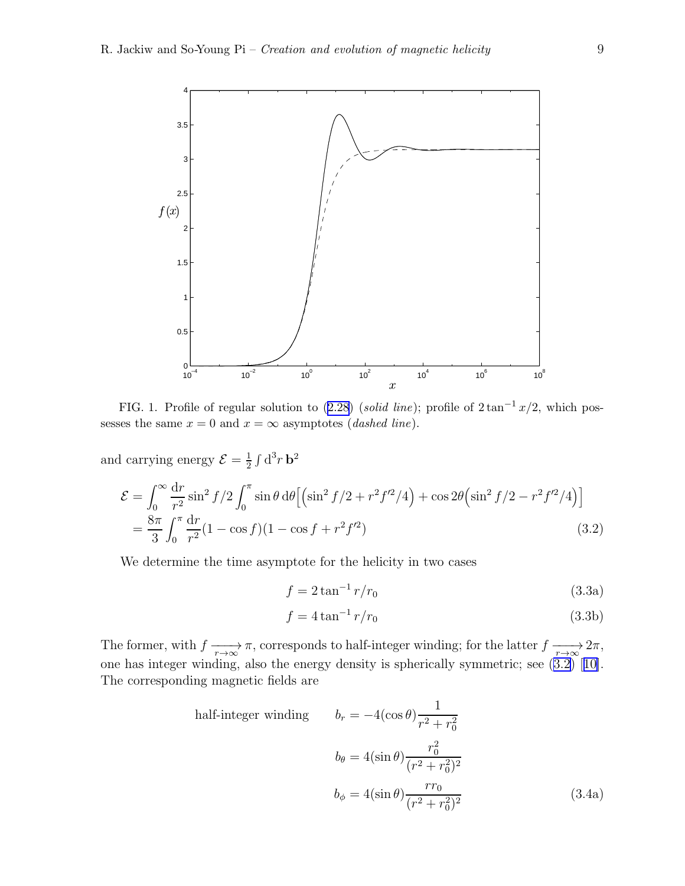FIG. 1. Profile of regular solution to (2.28) (*solid line*); profile of $2\tan^{-1} x/2$, which possesses the same $x = 0$ and $x = \infty$ asymptotes (*dashed line*).

and carrying energy $\mathcal{E} = \frac{1}{2}\int \mathrm{d}^3 r\, \mathbf{b}^2$

$$
\begin{aligned}
\mathcal{E} &= \int_0^\infty \frac{\mathrm{d}r}{r^2} \sin^2 f/2 \int_0^\pi \sin\theta \, \mathrm{d}\theta \Big[\Big(\sin^2 f/2 + r^2 f'^2/4\Big) + \cos 2\theta \Big(\sin^2 f/2 - r^2 f'^2/4\Big)\Big] \\
&= \frac{8\pi}{3} \int_0^\pi \frac{\mathrm{d}r}{r^2} (1 - \cos f)(1 - \cos f + r^2 f'^2) \qquad (3.2)
\end{aligned}
$$

We determine the time asymptote for the helicity in two cases

$$
f = 2\tan^{-1} r/r_0 \qquad (3.3a)
$$

$$
f = 4\tan^{-1} r/r_0 \qquad (3.3b)
$$

The former, with $f \xrightarrow[r\to\infty]{} \pi$, corresponds to half-integer winding; for the latter $f \xrightarrow[r\to\infty]{} 2\pi$, one has integer winding, also the energy density is spherically symmetric; see (3.2) [10]. The corresponding magnetic fields are

half-integer winding

$$
\begin{aligned}
b_r &= -4(\cos\theta)\frac{1}{r^2 + r_0^2} \\
b_\theta &= 4(\sin\theta)\frac{r_0^2}{(r^2 + r_0^2)^2} \\
b_\phi &= 4(\sin\theta)\frac{r r_0}{(r^2 + r_0^2)^2} \qquad (3.4a)
\end{aligned}
$$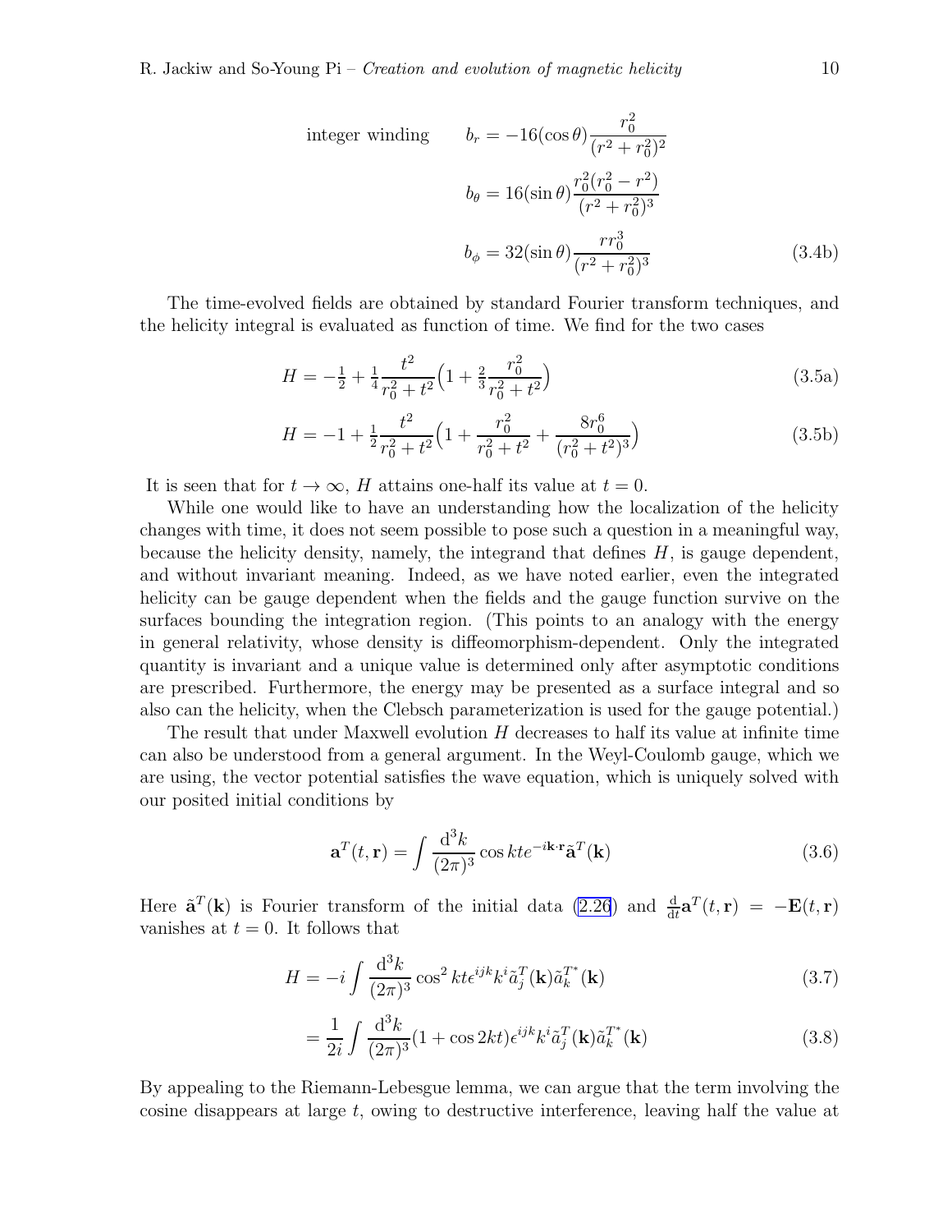$$
\text{integer winding} \qquad b_r = -16(\cos\theta)\frac{r_0^2}{(r^2+r_0^2)^2}
$$

$$
b_\theta = 16(\sin\theta)\frac{r_0^2(r_0^2-r^2)}{(r^2+r_0^2)^3}
$$

$$
b_\phi = 32(\sin\theta)\frac{r r_0^3}{(r^2+r_0^2)^3} \tag{3.4b}
$$

The time-evolved fields are obtained by standard Fourier transform techniques, and the helicity integral is evaluated as function of time. We find for the two cases

$$
H = -\tfrac{1}{2} + \tfrac{1}{4}\frac{t^2}{r_0^2+t^2}\Big(1 + \tfrac{2}{3}\frac{r_0^2}{r_0^2+t^2}\Big) \tag{3.5a}
$$

$$
H = -1 + \tfrac{1}{2}\frac{t^2}{r_0^2+t^2}\Big(1 + \frac{r_0^2}{r_0^2+t^2} + \frac{8r_0^6}{(r_0^2+t^2)^3}\Big) \tag{3.5b}
$$

It is seen that for $t \to \infty$, $H$ attains one-half its value at $t = 0$.

While one would like to have an understanding how the localization of the helicity changes with time, it does not seem possible to pose such a question in a meaningful way, because the helicity density, namely, the integrand that defines $H$, is gauge dependent, and without invariant meaning. Indeed, as we have noted earlier, even the integrated helicity can be gauge dependent when the fields and the gauge function survive on the surfaces bounding the integration region. (This points to an analogy with the energy in general relativity, whose density is diffeomorphism-dependent. Only the integrated quantity is invariant and a unique value is determined only after asymptotic conditions are prescribed. Furthermore, the energy may be presented as a surface integral and so also can the helicity, when the Clebsch parameterization is used for the gauge potential.)

The result that under Maxwell evolution $H$ decreases to half its value at infinite time can also be understood from a general argument. In the Weyl-Coulomb gauge, which we are using, the vector potential satisfies the wave equation, which is uniquely solved with our posited initial conditions by

$$
\mathbf{a}^T(t,\mathbf{r}) = \int \frac{\mathrm{d}^3k}{(2\pi)^3}\cos kt\, e^{-i\mathbf{k}\cdot\mathbf{r}}\tilde{\mathbf{a}}^T(\mathbf{k}) \tag{3.6}
$$

Here $\tilde{\mathbf{a}}^T(\mathbf{k})$ is Fourier transform of the initial data (2.26) and $\frac{\mathrm{d}}{\mathrm{d}t}\mathbf{a}^T(t,\mathbf{r}) = -\mathbf{E}(t,\mathbf{r})$ vanishes at $t = 0$. It follows that

$$
H = -i\int \frac{\mathrm{d}^3k}{(2\pi)^3}\cos^2 kt\,\epsilon^{ijk}k^i\tilde{a}_j^T(\mathbf{k})\tilde{a}_k^{T^*}(\mathbf{k}) \tag{3.7}
$$

$$
= \frac{1}{2i}\int \frac{\mathrm{d}^3k}{(2\pi)^3}(1+\cos 2kt)\epsilon^{ijk}k^i\tilde{a}_j^T(\mathbf{k})\tilde{a}_k^{T^*}(\mathbf{k}) \tag{3.8}
$$

By appealing to the Riemann-Lebesgue lemma, we can argue that the term involving the cosine disappears at large $t$, owing to destructive interference, leaving half the value at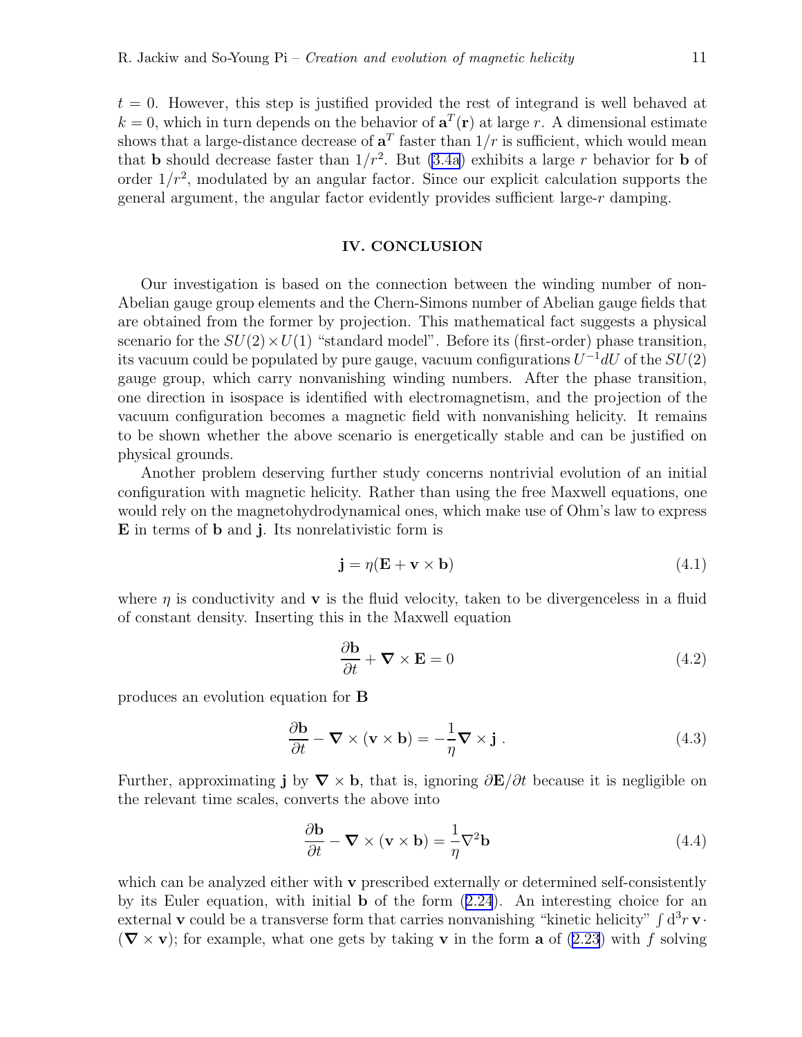$t = 0$. However, this step is justified provided the rest of integrand is well behaved at $k = 0$, which in turn depends on the behavior of $\mathbf{a}^T(\mathbf{r})$ at large $r$. A dimensional estimate shows that a large-distance decrease of $\mathbf{a}^T$ faster than $1/r$ is sufficient, which would mean that $\mathbf{b}$ should decrease faster than $1/r^2$. But (3.4a) exhibits a large $r$ behavior for $\mathbf{b}$ of order $1/r^2$, modulated by an angular factor. Since our explicit calculation supports the general argument, the angular factor evidently provides sufficient large-$r$ damping.

## IV. CONCLUSION

Our investigation is based on the connection between the winding number of non-Abelian gauge group elements and the Chern-Simons number of Abelian gauge fields that are obtained from the former by projection. This mathematical fact suggests a physical scenario for the $SU(2) \times U(1)$ "standard model". Before its (first-order) phase transition, its vacuum could be populated by pure gauge, vacuum configurations $U^{-1}dU$ of the $SU(2)$ gauge group, which carry nonvanishing winding numbers. After the phase transition, one direction in isospace is identified with electromagnetism, and the projection of the vacuum configuration becomes a magnetic field with nonvanishing helicity. It remains to be shown whether the above scenario is energetically stable and can be justified on physical grounds.

Another problem deserving further study concerns nontrivial evolution of an initial configuration with magnetic helicity. Rather than using the free Maxwell equations, one would rely on the magnetohydrodynamical ones, which make use of Ohm's law to express $\mathbf{E}$ in terms of $\mathbf{b}$ and $\mathbf{j}$. Its nonrelativistic form is

$$\mathbf{j} = \eta(\mathbf{E} + \mathbf{v} \times \mathbf{b}) \tag{4.1}$$

where $\eta$ is conductivity and $\mathbf{v}$ is the fluid velocity, taken to be divergenceless in a fluid of constant density. Inserting this in the Maxwell equation

$$\frac{\partial \mathbf{b}}{\partial t} + \boldsymbol{\nabla} \times \mathbf{E} = 0 \tag{4.2}$$

produces an evolution equation for $\mathbf{B}$

$$\frac{\partial \mathbf{b}}{\partial t} - \boldsymbol{\nabla} \times (\mathbf{v} \times \mathbf{b}) = -\frac{1}{\eta} \boldsymbol{\nabla} \times \mathbf{j} \; . \tag{4.3}$$

Further, approximating $\mathbf{j}$ by $\boldsymbol{\nabla} \times \mathbf{b}$, that is, ignoring $\partial \mathbf{E}/\partial t$ because it is negligible on the relevant time scales, converts the above into

$$\frac{\partial \mathbf{b}}{\partial t} - \boldsymbol{\nabla} \times (\mathbf{v} \times \mathbf{b}) = \frac{1}{\eta} \nabla^2 \mathbf{b} \tag{4.4}$$

which can be analyzed either with $\mathbf{v}$ prescribed externally or determined self-consistently by its Euler equation, with initial $\mathbf{b}$ of the form (2.24). An interesting choice for an external $\mathbf{v}$ could be a transverse form that carries nonvanishing "kinetic helicity" $\int \mathrm{d}^3 r \, \mathbf{v} \cdot (\boldsymbol{\nabla} \times \mathbf{v})$; for example, what one gets by taking $\mathbf{v}$ in the form $\mathbf{a}$ of (2.23) with $f$ solving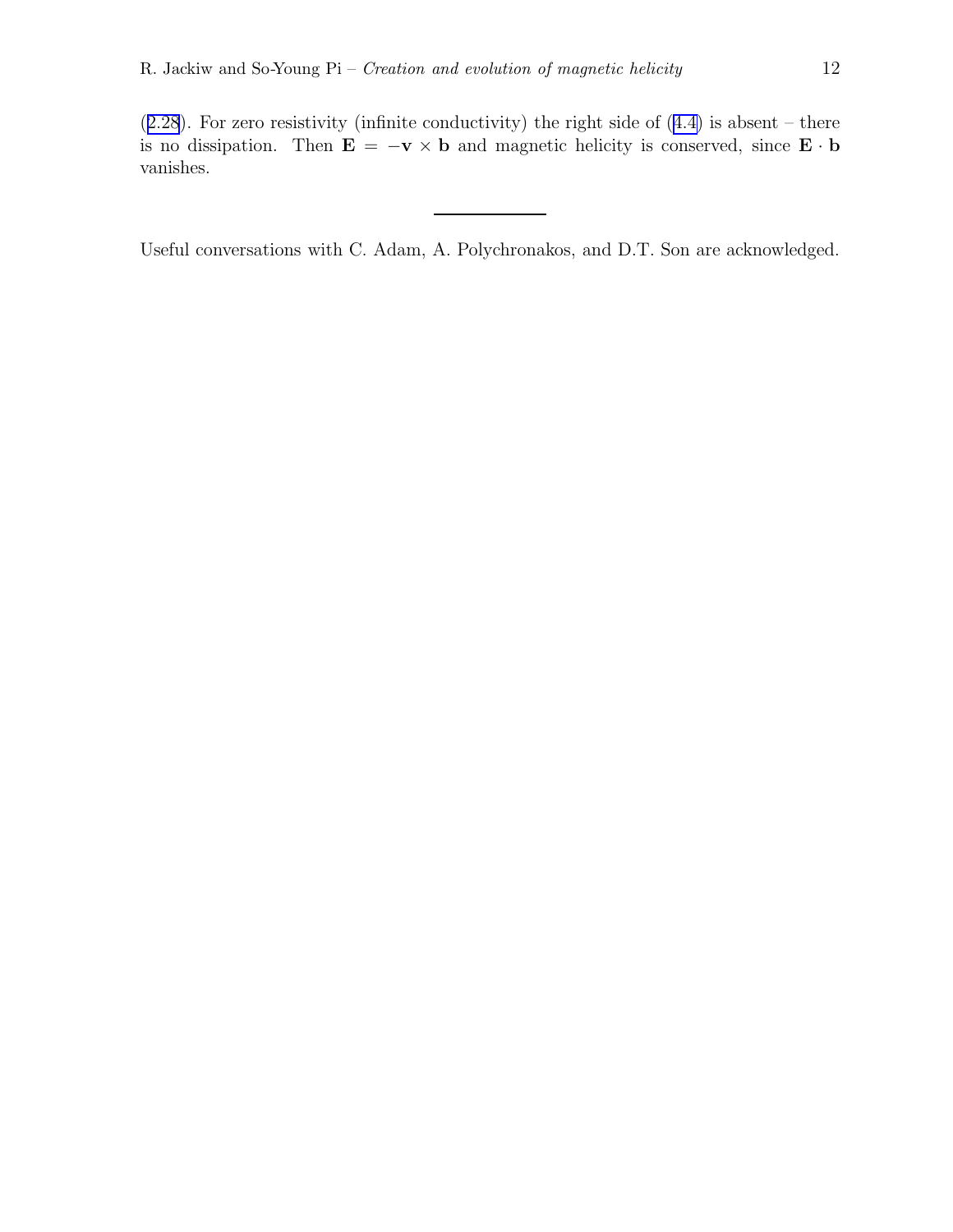(2.28). For zero resistivity (infinite conductivity) the right side of (4.4) is absent – there is no dissipation. Then $\mathbf{E} = -\mathbf{v} \times \mathbf{b}$ and magnetic helicity is conserved, since $\mathbf{E} \cdot \mathbf{b}$ vanishes.

---

Useful conversations with C. Adam, A. Polychronakos, and D.T. Son are acknowledged.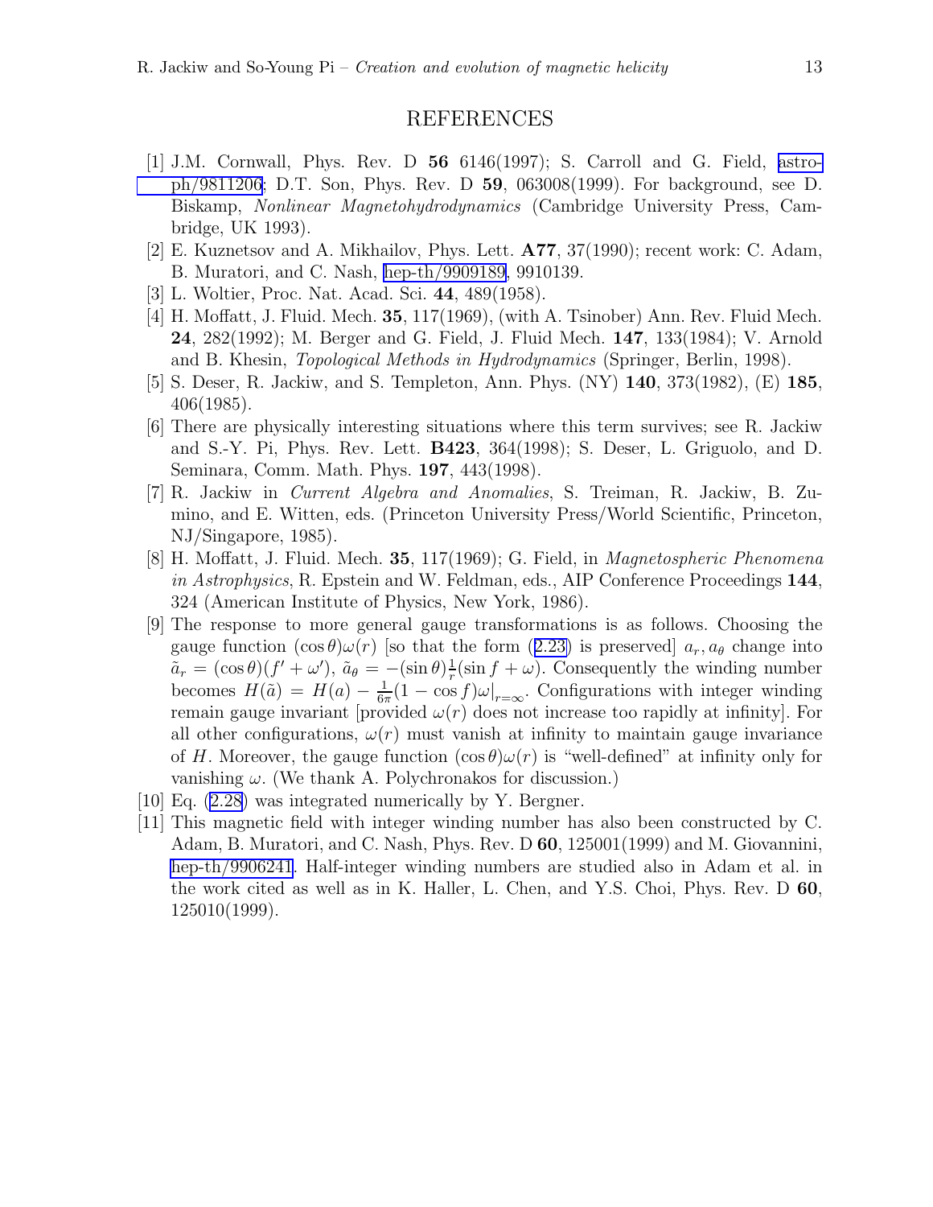# REFERENCES

[1] J.M. Cornwall, Phys. Rev. D **56** 6146(1997); S. Carroll and G. Field, astro-ph/9811206; D.T. Son, Phys. Rev. D **59**, 063008(1999). For background, see D. Biskamp, *Nonlinear Magnetohydrodynamics* (Cambridge University Press, Cambridge, UK 1993).

[2] E. Kuznetsov and A. Mikhailov, Phys. Lett. **A77**, 37(1990); recent work: C. Adam, B. Muratori, and C. Nash, hep-th/9909189, 9910139.

[3] L. Woltier, Proc. Nat. Acad. Sci. **44**, 489(1958).

[4] H. Moffatt, J. Fluid. Mech. **35**, 117(1969), (with A. Tsinober) Ann. Rev. Fluid Mech. **24**, 282(1992); M. Berger and G. Field, J. Fluid Mech. **147**, 133(1984); V. Arnold and B. Khesin, *Topological Methods in Hydrodynamics* (Springer, Berlin, 1998).

[5] S. Deser, R. Jackiw, and S. Templeton, Ann. Phys. (NY) **140**, 373(1982), (E) **185**, 406(1985).

[6] There are physically interesting situations where this term survives; see R. Jackiw and S.-Y. Pi, Phys. Rev. Lett. **B423**, 364(1998); S. Deser, L. Griguolo, and D. Seminara, Comm. Math. Phys. **197**, 443(1998).

[7] R. Jackiw in *Current Algebra and Anomalies*, S. Treiman, R. Jackiw, B. Zumino, and E. Witten, eds. (Princeton University Press/World Scientific, Princeton, NJ/Singapore, 1985).

[8] H. Moffatt, J. Fluid. Mech. **35**, 117(1969); G. Field, in *Magnetospheric Phenomena in Astrophysics*, R. Epstein and W. Feldman, eds., AIP Conference Proceedings **144**, 324 (American Institute of Physics, New York, 1986).

[9] The response to more general gauge transformations is as follows. Choosing the gauge function $(\cos\theta)\omega(r)$ [so that the form (2.23) is preserved] $a_r, a_\theta$ change into $\tilde{a}_r = (\cos\theta)(f' + \omega')$, $\tilde{a}_\theta = -(\sin\theta)\frac{1}{r}(\sin f + \omega)$. Consequently the winding number becomes $H(\tilde{a}) = H(a) - \frac{1}{6\pi}(1 - \cos f)\omega\big|_{r=\infty}$. Configurations with integer winding remain gauge invariant [provided $\omega(r)$ does not increase too rapidly at infinity]. For all other configurations, $\omega(r)$ must vanish at infinity to maintain gauge invariance of $H$. Moreover, the gauge function $(\cos\theta)\omega(r)$ is "well-defined" at infinity only for vanishing $\omega$. (We thank A. Polychronakos for discussion.)

[10] Eq. (2.28) was integrated numerically by Y. Bergner.

[11] This magnetic field with integer winding number has also been constructed by C. Adam, B. Muratori, and C. Nash, Phys. Rev. D **60**, 125001(1999) and M. Giovannini, hep-th/9906241. Half-integer winding numbers are studied also in Adam et al. in the work cited as well as in K. Haller, L. Chen, and Y.S. Choi, Phys. Rev. D **60**, 125010(1999).